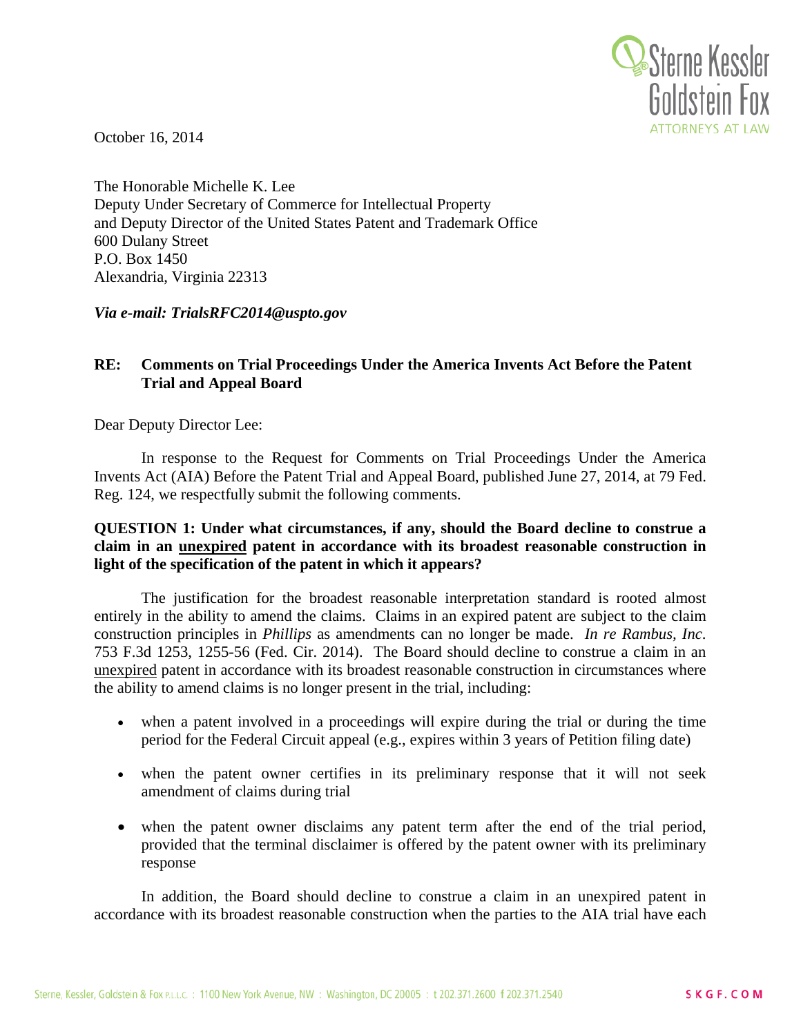October 16, 2014

The Honorable Michelle K. Lee
Deputy Under Secretary of Commerce for Intellectual Property
and Deputy Director of the United States Patent and Trademark Office
600 Dulany Street
P.O. Box 1450
Alexandria, Virginia 22313

***Via e-mail: TrialsRFC2014@uspto.gov***

**RE: Comments on Trial Proceedings Under the America Invents Act Before the Patent Trial and Appeal Board**

Dear Deputy Director Lee:

In response to the Request for Comments on Trial Proceedings Under the America Invents Act (AIA) Before the Patent Trial and Appeal Board, published June 27, 2014, at 79 Fed. Reg. 124, we respectfully submit the following comments.

**QUESTION 1: Under what circumstances, if any, should the Board decline to construe a claim in an unexpired patent in accordance with its broadest reasonable construction in light of the specification of the patent in which it appears?**

The justification for the broadest reasonable interpretation standard is rooted almost entirely in the ability to amend the claims. Claims in an expired patent are subject to the claim construction principles in *Phillips* as amendments can no longer be made. *In re Rambus, Inc*. 753 F.3d 1253, 1255-56 (Fed. Cir. 2014). The Board should decline to construe a claim in an unexpired patent in accordance with its broadest reasonable construction in circumstances where the ability to amend claims is no longer present in the trial, including:

- when a patent involved in a proceedings will expire during the trial or during the time period for the Federal Circuit appeal (e.g., expires within 3 years of Petition filing date)
- when the patent owner certifies in its preliminary response that it will not seek amendment of claims during trial
- when the patent owner disclaims any patent term after the end of the trial period, provided that the terminal disclaimer is offered by the patent owner with its preliminary response

In addition, the Board should decline to construe a claim in an unexpired patent in accordance with its broadest reasonable construction when the parties to the AIA trial have each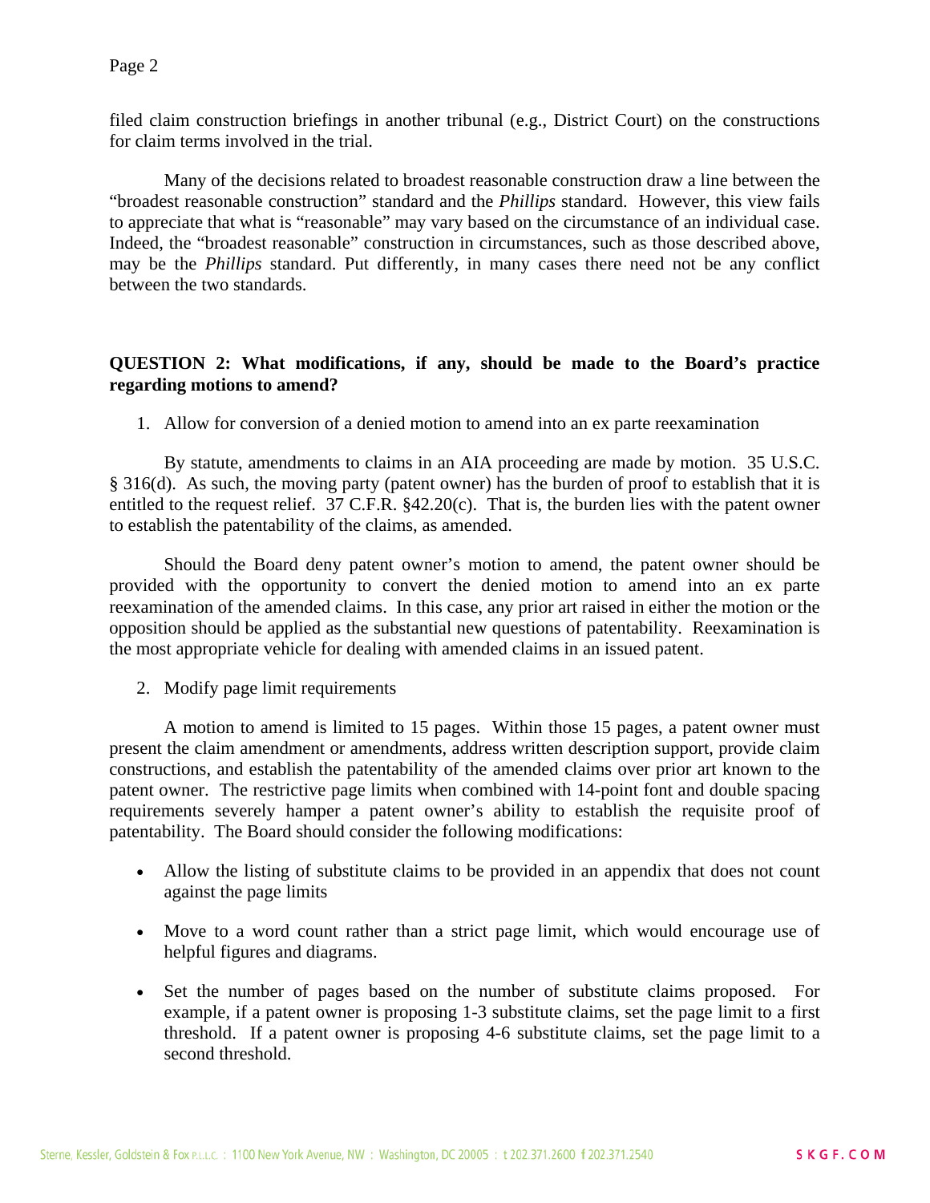filed claim construction briefings in another tribunal (e.g., District Court) on the constructions for claim terms involved in the trial.

Many of the decisions related to broadest reasonable construction draw a line between the "broadest reasonable construction" standard and the *Phillips* standard. However, this view fails to appreciate that what is "reasonable" may vary based on the circumstance of an individual case. Indeed, the "broadest reasonable" construction in circumstances, such as those described above, may be the *Phillips* standard. Put differently, in many cases there need not be any conflict between the two standards.

**QUESTION 2: What modifications, if any, should be made to the Board's practice regarding motions to amend?**

1. Allow for conversion of a denied motion to amend into an ex parte reexamination

By statute, amendments to claims in an AIA proceeding are made by motion. 35 U.S.C. § 316(d). As such, the moving party (patent owner) has the burden of proof to establish that it is entitled to the request relief. 37 C.F.R. §42.20(c). That is, the burden lies with the patent owner to establish the patentability of the claims, as amended.

Should the Board deny patent owner's motion to amend, the patent owner should be provided with the opportunity to convert the denied motion to amend into an ex parte reexamination of the amended claims. In this case, any prior art raised in either the motion or the opposition should be applied as the substantial new questions of patentability. Reexamination is the most appropriate vehicle for dealing with amended claims in an issued patent.

2. Modify page limit requirements

A motion to amend is limited to 15 pages. Within those 15 pages, a patent owner must present the claim amendment or amendments, address written description support, provide claim constructions, and establish the patentability of the amended claims over prior art known to the patent owner. The restrictive page limits when combined with 14-point font and double spacing requirements severely hamper a patent owner's ability to establish the requisite proof of patentability. The Board should consider the following modifications:

- Allow the listing of substitute claims to be provided in an appendix that does not count against the page limits
- Move to a word count rather than a strict page limit, which would encourage use of helpful figures and diagrams.
- Set the number of pages based on the number of substitute claims proposed. For example, if a patent owner is proposing 1-3 substitute claims, set the page limit to a first threshold. If a patent owner is proposing 4-6 substitute claims, set the page limit to a second threshold.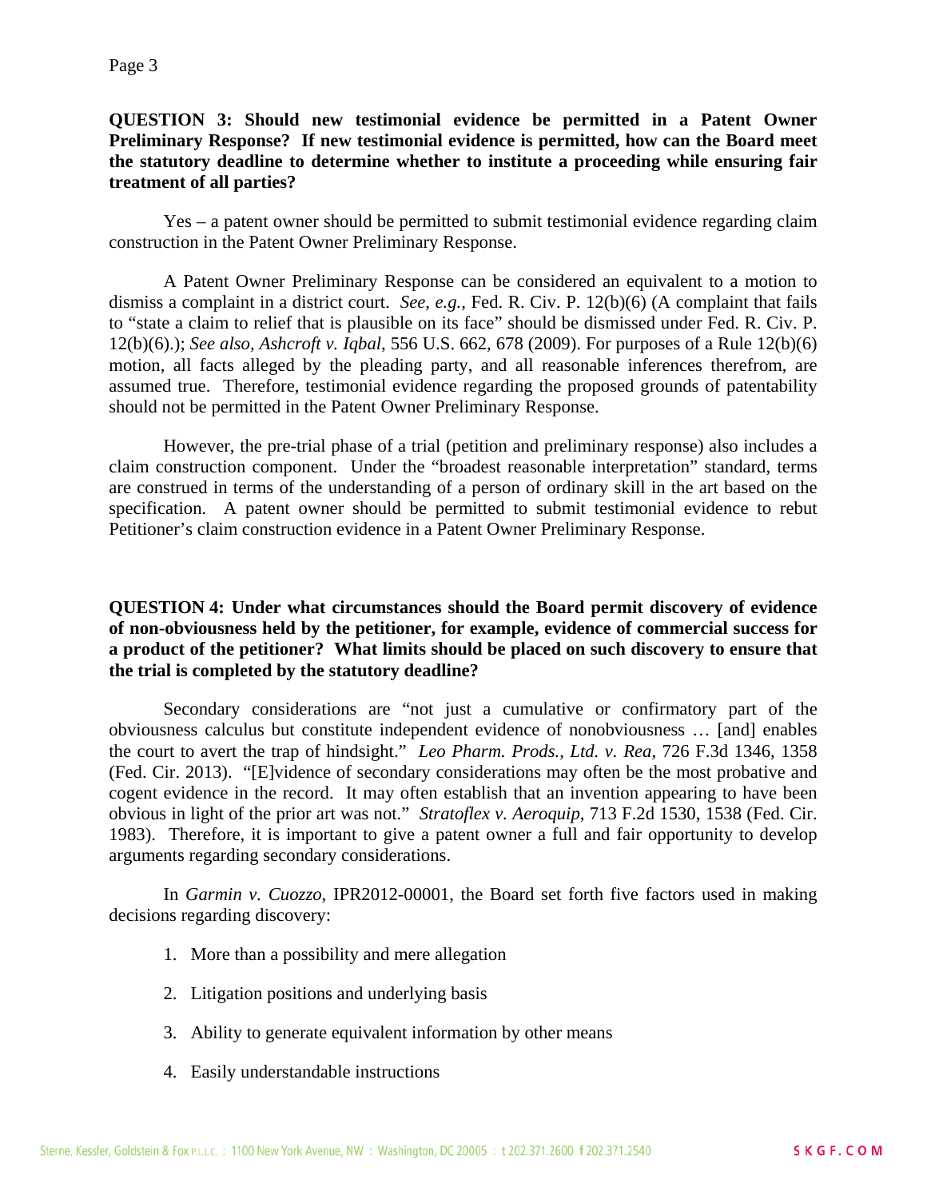**QUESTION 3: Should new testimonial evidence be permitted in a Patent Owner Preliminary Response? If new testimonial evidence is permitted, how can the Board meet the statutory deadline to determine whether to institute a proceeding while ensuring fair treatment of all parties?**

Yes – a patent owner should be permitted to submit testimonial evidence regarding claim construction in the Patent Owner Preliminary Response.

A Patent Owner Preliminary Response can be considered an equivalent to a motion to dismiss a complaint in a district court. *See, e.g.*, Fed. R. Civ. P. 12(b)(6) (A complaint that fails to "state a claim to relief that is plausible on its face" should be dismissed under Fed. R. Civ. P. 12(b)(6).); *See also, Ashcroft v. Iqbal*, 556 U.S. 662, 678 (2009). For purposes of a Rule 12(b)(6) motion, all facts alleged by the pleading party, and all reasonable inferences therefrom, are assumed true. Therefore, testimonial evidence regarding the proposed grounds of patentability should not be permitted in the Patent Owner Preliminary Response.

However, the pre-trial phase of a trial (petition and preliminary response) also includes a claim construction component. Under the "broadest reasonable interpretation" standard, terms are construed in terms of the understanding of a person of ordinary skill in the art based on the specification. A patent owner should be permitted to submit testimonial evidence to rebut Petitioner's claim construction evidence in a Patent Owner Preliminary Response.

**QUESTION 4: Under what circumstances should the Board permit discovery of evidence of non-obviousness held by the petitioner, for example, evidence of commercial success for a product of the petitioner? What limits should be placed on such discovery to ensure that the trial is completed by the statutory deadline?**

Secondary considerations are "not just a cumulative or confirmatory part of the obviousness calculus but constitute independent evidence of nonobviousness … [and] enables the court to avert the trap of hindsight." *Leo Pharm. Prods., Ltd. v. Rea*, 726 F.3d 1346, 1358 (Fed. Cir. 2013). "[E]vidence of secondary considerations may often be the most probative and cogent evidence in the record. It may often establish that an invention appearing to have been obvious in light of the prior art was not." *Stratoflex v. Aeroquip*, 713 F.2d 1530, 1538 (Fed. Cir. 1983). Therefore, it is important to give a patent owner a full and fair opportunity to develop arguments regarding secondary considerations.

In *Garmin v. Cuozzo*, IPR2012-00001, the Board set forth five factors used in making decisions regarding discovery:

1. More than a possibility and mere allegation
2. Litigation positions and underlying basis
3. Ability to generate equivalent information by other means
4. Easily understandable instructions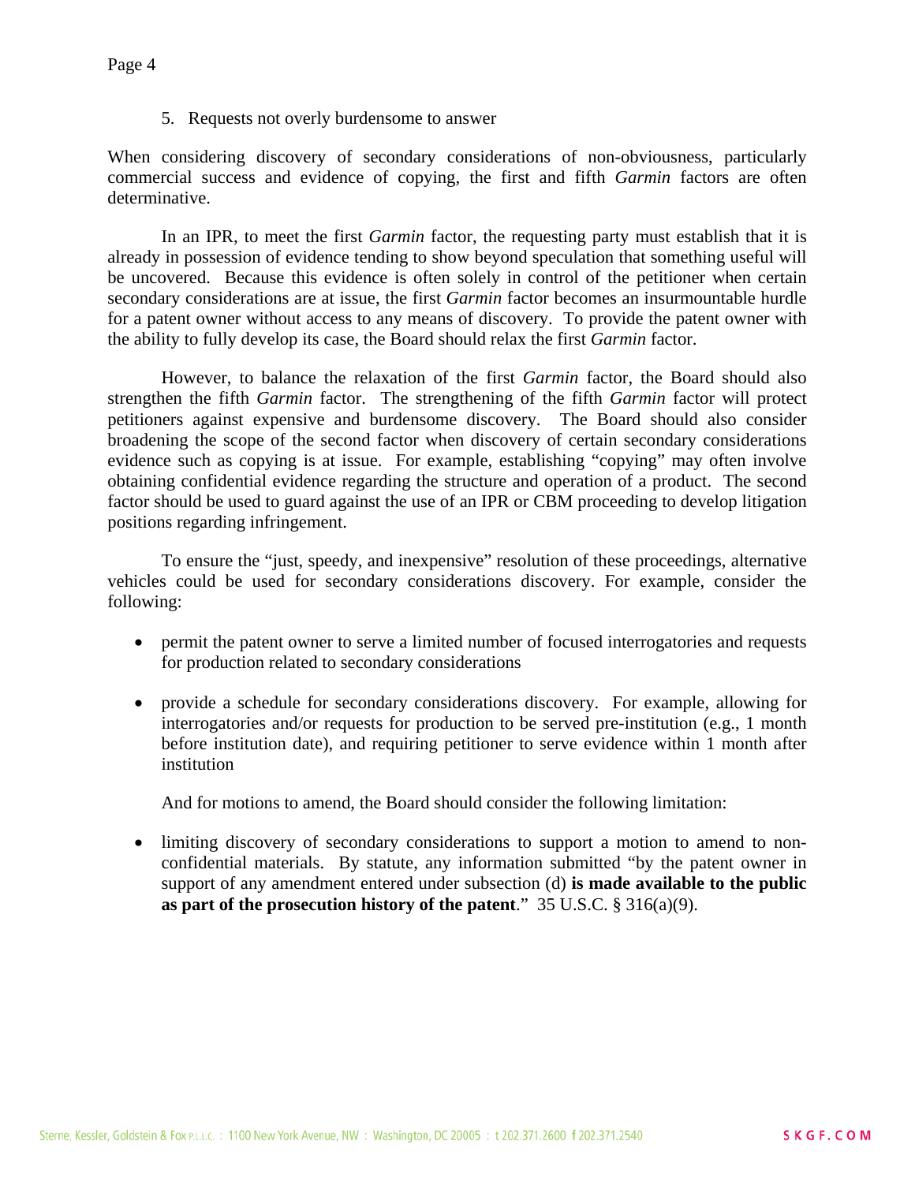5. Requests not overly burdensome to answer

When considering discovery of secondary considerations of non-obviousness, particularly commercial success and evidence of copying, the first and fifth *Garmin* factors are often determinative.

In an IPR, to meet the first *Garmin* factor, the requesting party must establish that it is already in possession of evidence tending to show beyond speculation that something useful will be uncovered. Because this evidence is often solely in control of the petitioner when certain secondary considerations are at issue, the first *Garmin* factor becomes an insurmountable hurdle for a patent owner without access to any means of discovery. To provide the patent owner with the ability to fully develop its case, the Board should relax the first *Garmin* factor.

However, to balance the relaxation of the first *Garmin* factor, the Board should also strengthen the fifth *Garmin* factor. The strengthening of the fifth *Garmin* factor will protect petitioners against expensive and burdensome discovery. The Board should also consider broadening the scope of the second factor when discovery of certain secondary considerations evidence such as copying is at issue. For example, establishing "copying" may often involve obtaining confidential evidence regarding the structure and operation of a product. The second factor should be used to guard against the use of an IPR or CBM proceeding to develop litigation positions regarding infringement.

To ensure the "just, speedy, and inexpensive" resolution of these proceedings, alternative vehicles could be used for secondary considerations discovery. For example, consider the following:

- permit the patent owner to serve a limited number of focused interrogatories and requests for production related to secondary considerations
- provide a schedule for secondary considerations discovery. For example, allowing for interrogatories and/or requests for production to be served pre-institution (e.g., 1 month before institution date), and requiring petitioner to serve evidence within 1 month after institution

And for motions to amend, the Board should consider the following limitation:

- limiting discovery of secondary considerations to support a motion to amend to non-confidential materials. By statute, any information submitted "by the patent owner in support of any amendment entered under subsection (d) **is made available to the public as part of the prosecution history of the patent**." 35 U.S.C. § 316(a)(9).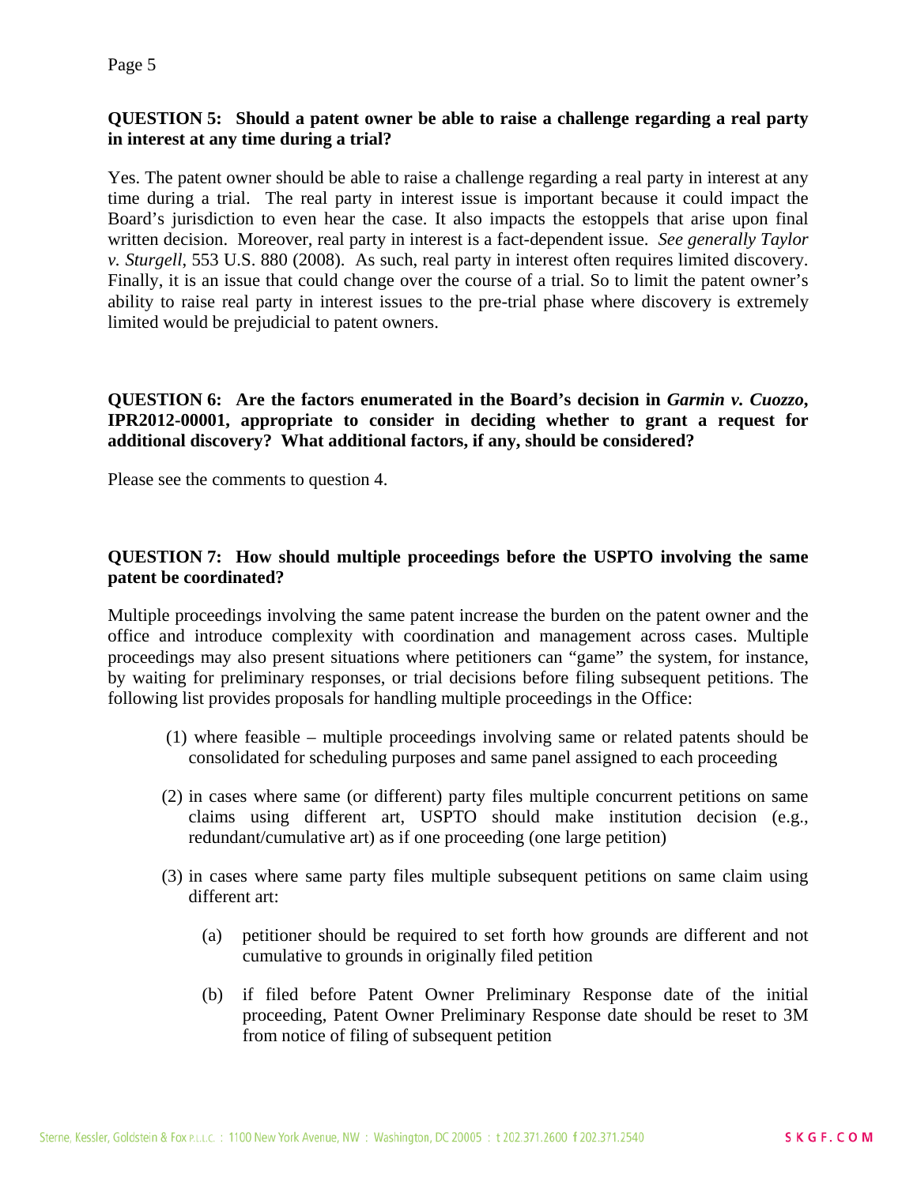**QUESTION 5: Should a patent owner be able to raise a challenge regarding a real party in interest at any time during a trial?**

Yes. The patent owner should be able to raise a challenge regarding a real party in interest at any time during a trial. The real party in interest issue is important because it could impact the Board's jurisdiction to even hear the case. It also impacts the estoppels that arise upon final written decision. Moreover, real party in interest is a fact-dependent issue. *See generally Taylor v. Sturgell*, 553 U.S. 880 (2008). As such, real party in interest often requires limited discovery. Finally, it is an issue that could change over the course of a trial. So to limit the patent owner's ability to raise real party in interest issues to the pre-trial phase where discovery is extremely limited would be prejudicial to patent owners.

**QUESTION 6: Are the factors enumerated in the Board's decision in *Garmin v. Cuozzo*, IPR2012-00001, appropriate to consider in deciding whether to grant a request for additional discovery? What additional factors, if any, should be considered?**

Please see the comments to question 4.

**QUESTION 7: How should multiple proceedings before the USPTO involving the same patent be coordinated?**

Multiple proceedings involving the same patent increase the burden on the patent owner and the office and introduce complexity with coordination and management across cases. Multiple proceedings may also present situations where petitioners can "game" the system, for instance, by waiting for preliminary responses, or trial decisions before filing subsequent petitions. The following list provides proposals for handling multiple proceedings in the Office:

(1) where feasible – multiple proceedings involving same or related patents should be consolidated for scheduling purposes and same panel assigned to each proceeding

(2) in cases where same (or different) party files multiple concurrent petitions on same claims using different art, USPTO should make institution decision (e.g., redundant/cumulative art) as if one proceeding (one large petition)

(3) in cases where same party files multiple subsequent petitions on same claim using different art:

   (a) petitioner should be required to set forth how grounds are different and not cumulative to grounds in originally filed petition

   (b) if filed before Patent Owner Preliminary Response date of the initial proceeding, Patent Owner Preliminary Response date should be reset to 3M from notice of filing of subsequent petition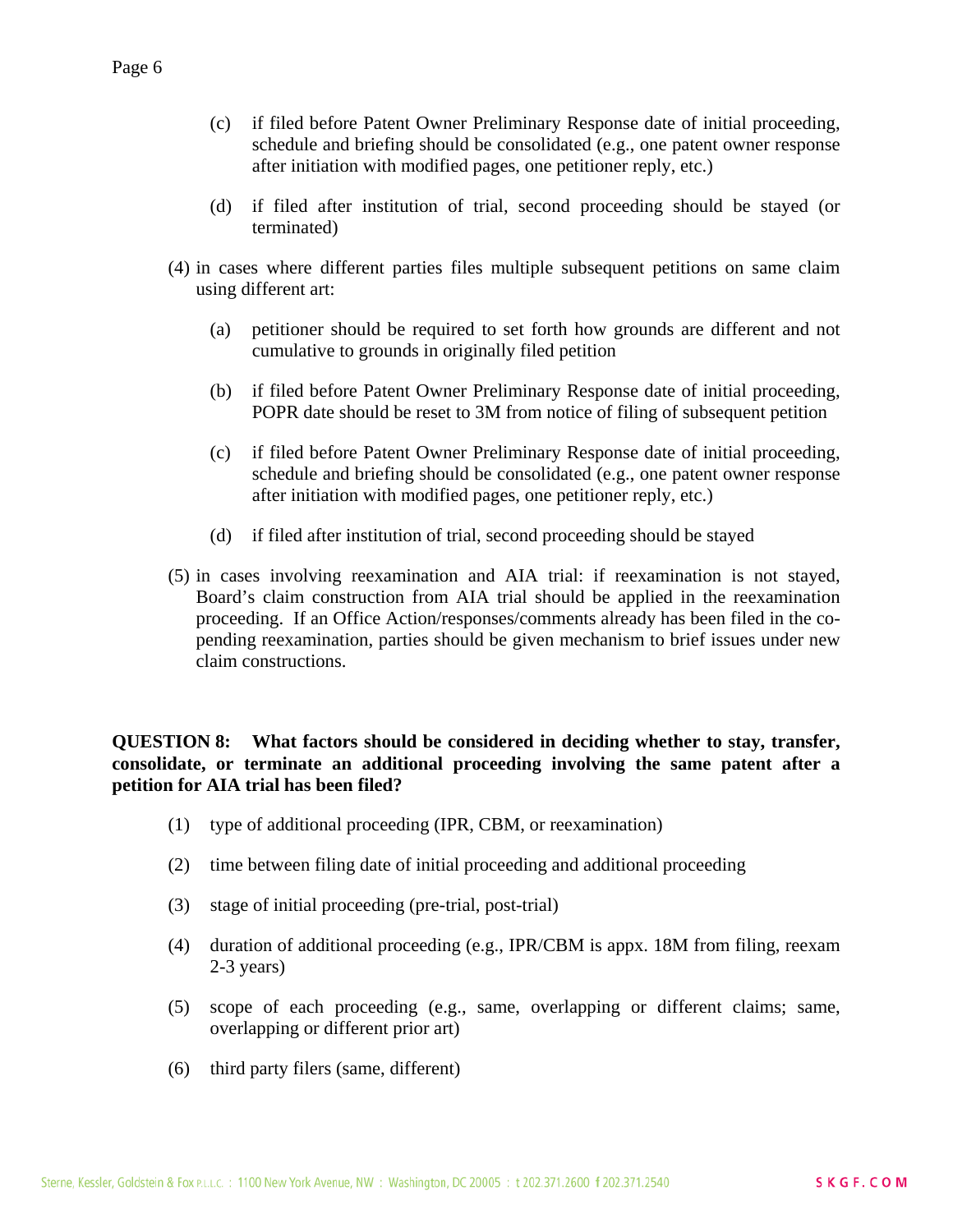(c) if filed before Patent Owner Preliminary Response date of initial proceeding, schedule and briefing should be consolidated (e.g., one patent owner response after initiation with modified pages, one petitioner reply, etc.)

(d) if filed after institution of trial, second proceeding should be stayed (or terminated)

(4) in cases where different parties files multiple subsequent petitions on same claim using different art:

(a) petitioner should be required to set forth how grounds are different and not cumulative to grounds in originally filed petition

(b) if filed before Patent Owner Preliminary Response date of initial proceeding, POPR date should be reset to 3M from notice of filing of subsequent petition

(c) if filed before Patent Owner Preliminary Response date of initial proceeding, schedule and briefing should be consolidated (e.g., one patent owner response after initiation with modified pages, one petitioner reply, etc.)

(d) if filed after institution of trial, second proceeding should be stayed

(5) in cases involving reexamination and AIA trial: if reexamination is not stayed, Board's claim construction from AIA trial should be applied in the reexamination proceeding. If an Office Action/responses/comments already has been filed in the co-pending reexamination, parties should be given mechanism to brief issues under new claim constructions.

**QUESTION 8: What factors should be considered in deciding whether to stay, transfer, consolidate, or terminate an additional proceeding involving the same patent after a petition for AIA trial has been filed?**

(1) type of additional proceeding (IPR, CBM, or reexamination)

(2) time between filing date of initial proceeding and additional proceeding

(3) stage of initial proceeding (pre-trial, post-trial)

(4) duration of additional proceeding (e.g., IPR/CBM is appx. 18M from filing, reexam 2-3 years)

(5) scope of each proceeding (e.g., same, overlapping or different claims; same, overlapping or different prior art)

(6) third party filers (same, different)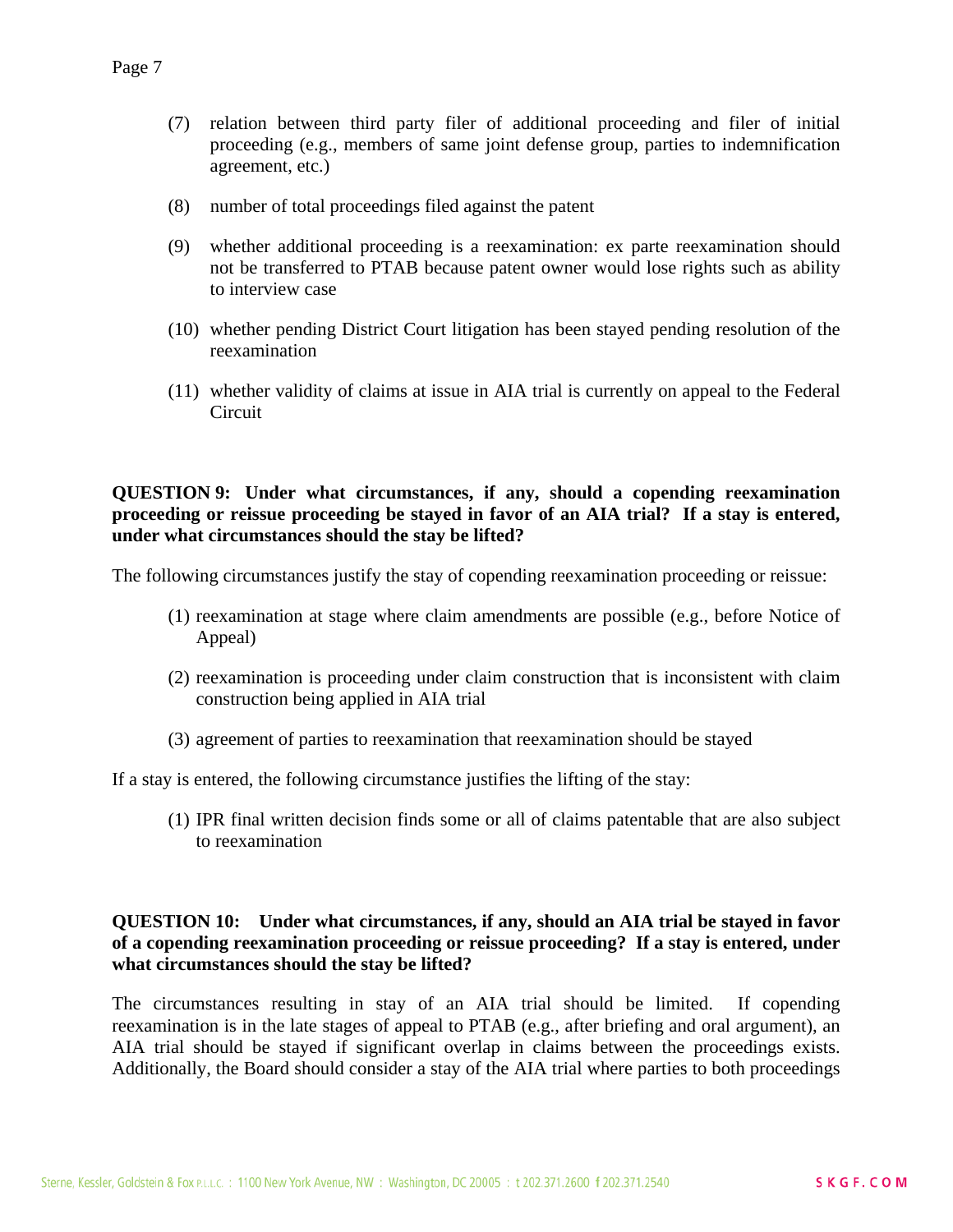(7) relation between third party filer of additional proceeding and filer of initial proceeding (e.g., members of same joint defense group, parties to indemnification agreement, etc.)

(8) number of total proceedings filed against the patent

(9) whether additional proceeding is a reexamination: ex parte reexamination should not be transferred to PTAB because patent owner would lose rights such as ability to interview case

(10) whether pending District Court litigation has been stayed pending resolution of the reexamination

(11) whether validity of claims at issue in AIA trial is currently on appeal to the Federal Circuit

**QUESTION 9: Under what circumstances, if any, should a copending reexamination proceeding or reissue proceeding be stayed in favor of an AIA trial? If a stay is entered, under what circumstances should the stay be lifted?**

The following circumstances justify the stay of copending reexamination proceeding or reissue:

(1) reexamination at stage where claim amendments are possible (e.g., before Notice of Appeal)

(2) reexamination is proceeding under claim construction that is inconsistent with claim construction being applied in AIA trial

(3) agreement of parties to reexamination that reexamination should be stayed

If a stay is entered, the following circumstance justifies the lifting of the stay:

(1) IPR final written decision finds some or all of claims patentable that are also subject to reexamination

**QUESTION 10: Under what circumstances, if any, should an AIA trial be stayed in favor of a copending reexamination proceeding or reissue proceeding? If a stay is entered, under what circumstances should the stay be lifted?**

The circumstances resulting in stay of an AIA trial should be limited. If copending reexamination is in the late stages of appeal to PTAB (e.g., after briefing and oral argument), an AIA trial should be stayed if significant overlap in claims between the proceedings exists. Additionally, the Board should consider a stay of the AIA trial where parties to both proceedings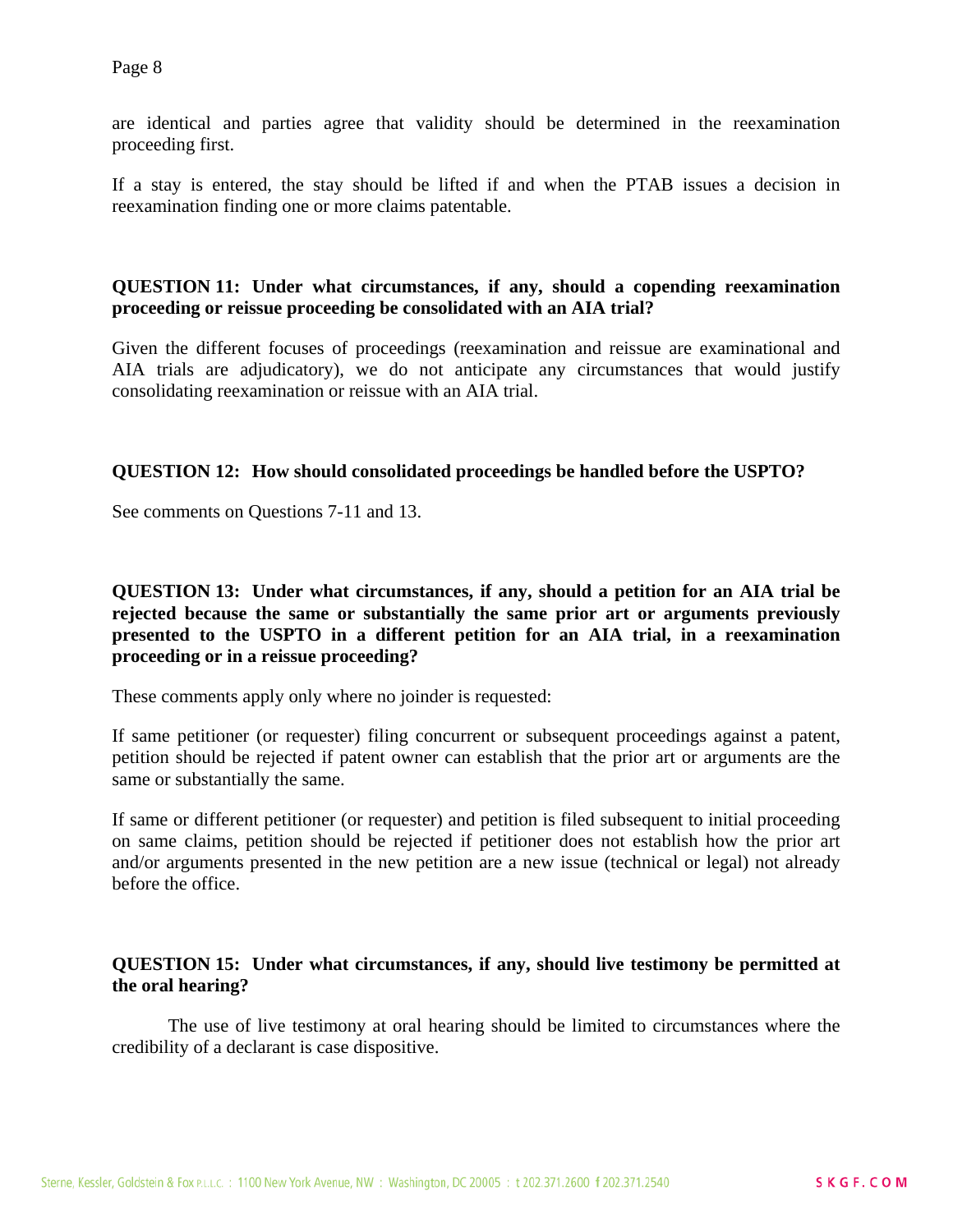are identical and parties agree that validity should be determined in the reexamination proceeding first.

If a stay is entered, the stay should be lifted if and when the PTAB issues a decision in reexamination finding one or more claims patentable.

**QUESTION 11: Under what circumstances, if any, should a copending reexamination proceeding or reissue proceeding be consolidated with an AIA trial?**

Given the different focuses of proceedings (reexamination and reissue are examinational and AIA trials are adjudicatory), we do not anticipate any circumstances that would justify consolidating reexamination or reissue with an AIA trial.

**QUESTION 12: How should consolidated proceedings be handled before the USPTO?**

See comments on Questions 7-11 and 13.

**QUESTION 13: Under what circumstances, if any, should a petition for an AIA trial be rejected because the same or substantially the same prior art or arguments previously presented to the USPTO in a different petition for an AIA trial, in a reexamination proceeding or in a reissue proceeding?**

These comments apply only where no joinder is requested:

If same petitioner (or requester) filing concurrent or subsequent proceedings against a patent, petition should be rejected if patent owner can establish that the prior art or arguments are the same or substantially the same.

If same or different petitioner (or requester) and petition is filed subsequent to initial proceeding on same claims, petition should be rejected if petitioner does not establish how the prior art and/or arguments presented in the new petition are a new issue (technical or legal) not already before the office.

**QUESTION 15: Under what circumstances, if any, should live testimony be permitted at the oral hearing?**

The use of live testimony at oral hearing should be limited to circumstances where the credibility of a declarant is case dispositive.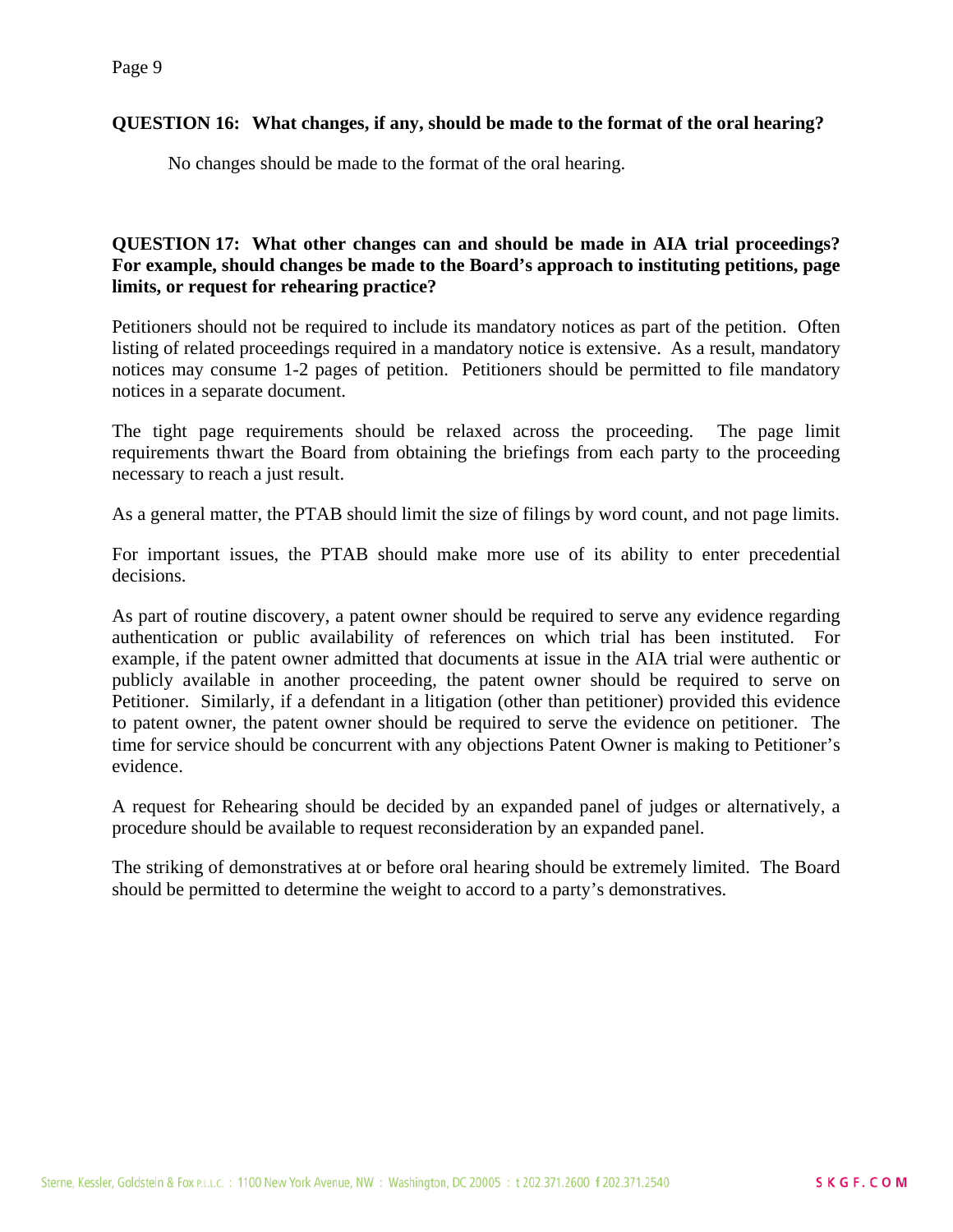**QUESTION 16: What changes, if any, should be made to the format of the oral hearing?**

No changes should be made to the format of the oral hearing.

**QUESTION 17: What other changes can and should be made in AIA trial proceedings? For example, should changes be made to the Board's approach to instituting petitions, page limits, or request for rehearing practice?**

Petitioners should not be required to include its mandatory notices as part of the petition. Often listing of related proceedings required in a mandatory notice is extensive. As a result, mandatory notices may consume 1-2 pages of petition. Petitioners should be permitted to file mandatory notices in a separate document.

The tight page requirements should be relaxed across the proceeding. The page limit requirements thwart the Board from obtaining the briefings from each party to the proceeding necessary to reach a just result.

As a general matter, the PTAB should limit the size of filings by word count, and not page limits.

For important issues, the PTAB should make more use of its ability to enter precedential decisions.

As part of routine discovery, a patent owner should be required to serve any evidence regarding authentication or public availability of references on which trial has been instituted. For example, if the patent owner admitted that documents at issue in the AIA trial were authentic or publicly available in another proceeding, the patent owner should be required to serve on Petitioner. Similarly, if a defendant in a litigation (other than petitioner) provided this evidence to patent owner, the patent owner should be required to serve the evidence on petitioner. The time for service should be concurrent with any objections Patent Owner is making to Petitioner's evidence.

A request for Rehearing should be decided by an expanded panel of judges or alternatively, a procedure should be available to request reconsideration by an expanded panel.

The striking of demonstratives at or before oral hearing should be extremely limited. The Board should be permitted to determine the weight to accord to a party's demonstratives.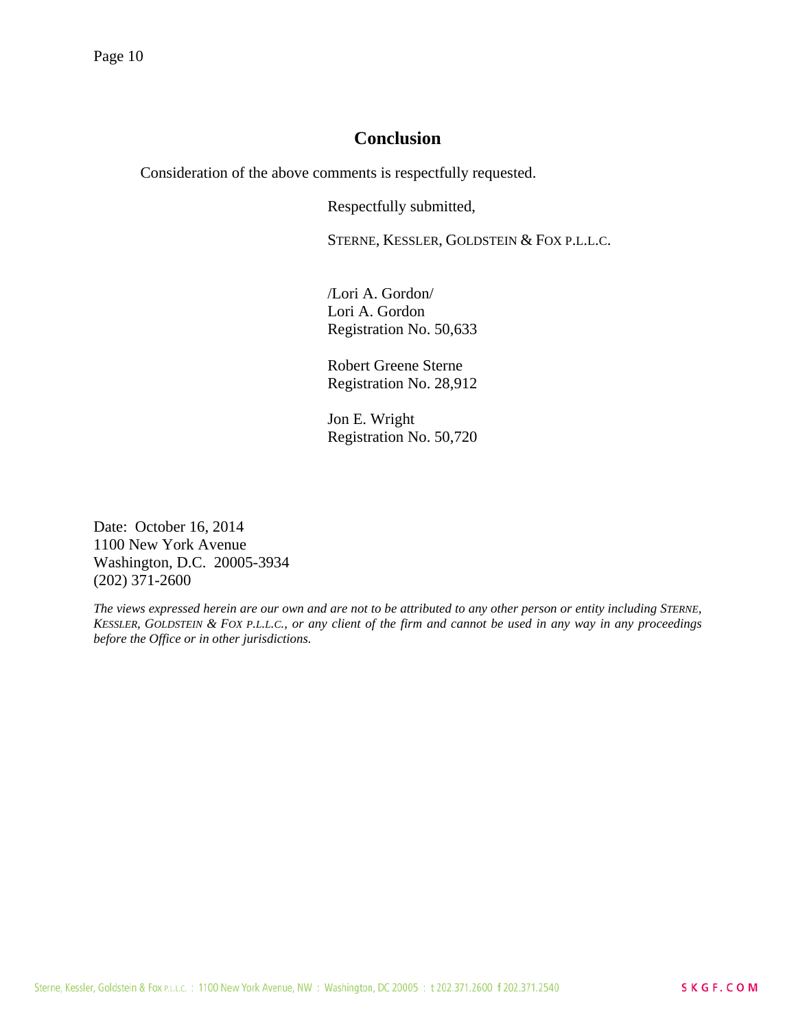## Conclusion

Consideration of the above comments is respectfully requested.

Respectfully submitted,

STERNE, KESSLER, GOLDSTEIN & FOX P.L.L.C.

/Lori A. Gordon/
Lori A. Gordon
Registration No. 50,633

Robert Greene Sterne
Registration No. 28,912

Jon E. Wright
Registration No. 50,720

Date: October 16, 2014
1100 New York Avenue
Washington, D.C. 20005-3934
(202) 371-2600

*The views expressed herein are our own and are not to be attributed to any other person or entity including STERNE, KESSLER, GOLDSTEIN & FOX P.L.L.C., or any client of the firm and cannot be used in any way in any proceedings before the Office or in other jurisdictions.*